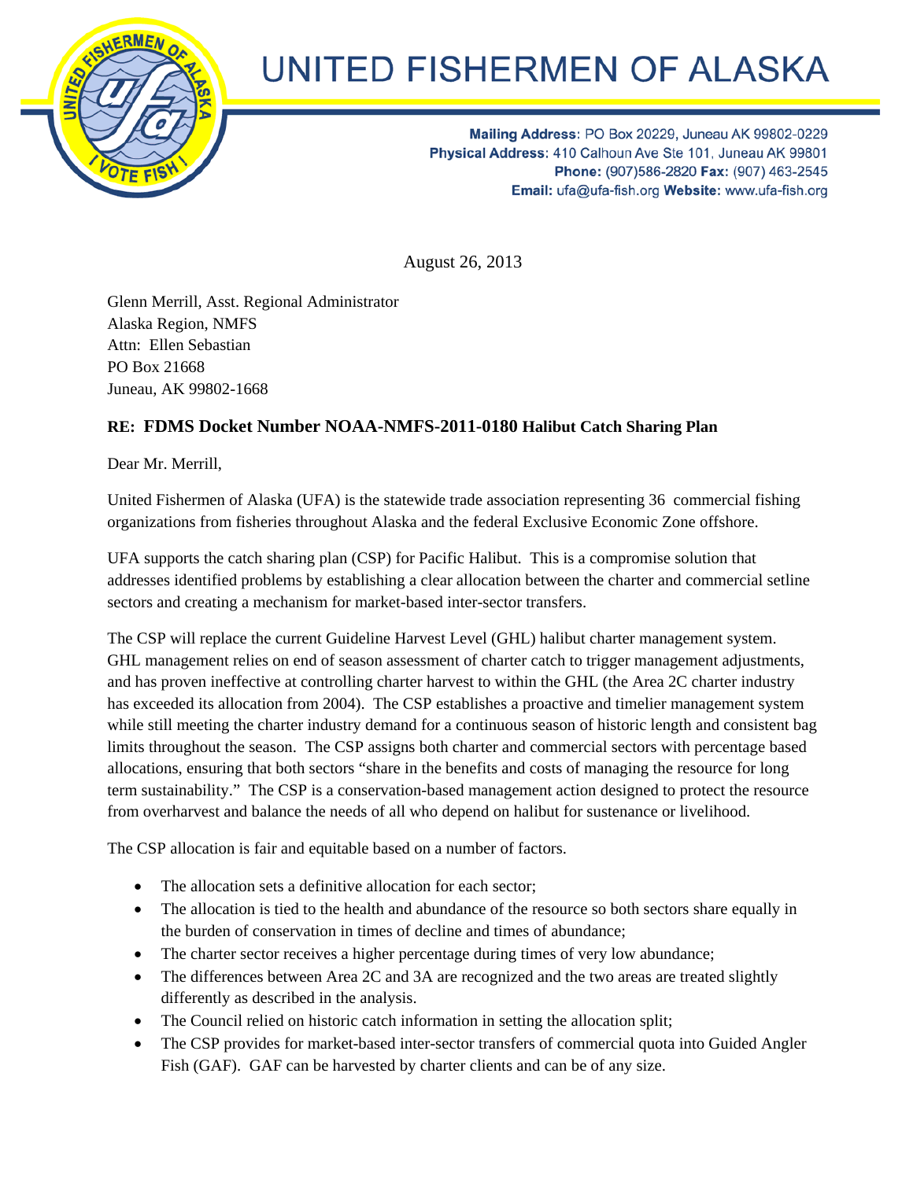// UNITED FISHERMEN OF ALASKA

**Mailing Address**: PO Box 20229, Juneau AK 99802-0229
**Physical Address**: 410 Calhoun Ave Ste 101, Juneau AK 99801
**Phone:** (907)586-2820 **Fax:** (907) 463-2545
**Email:** ufa@ufa-fish.org **Website:** www.ufa-fish.org

August 26, 2013

Glenn Merrill, Asst. Regional Administrator
Alaska Region, NMFS
Attn: Ellen Sebastian
PO Box 21668
Juneau, AK 99802-1668

**RE: FDMS Docket Number NOAA-NMFS-2011-0180 Halibut Catch Sharing Plan**

Dear Mr. Merrill,

United Fishermen of Alaska (UFA) is the statewide trade association representing 36 commercial fishing organizations from fisheries throughout Alaska and the federal Exclusive Economic Zone offshore.

UFA supports the catch sharing plan (CSP) for Pacific Halibut. This is a compromise solution that addresses identified problems by establishing a clear allocation between the charter and commercial setline sectors and creating a mechanism for market-based inter-sector transfers.

The CSP will replace the current Guideline Harvest Level (GHL) halibut charter management system. GHL management relies on end of season assessment of charter catch to trigger management adjustments, and has proven ineffective at controlling charter harvest to within the GHL (the Area 2C charter industry has exceeded its allocation from 2004). The CSP establishes a proactive and timelier management system while still meeting the charter industry demand for a continuous season of historic length and consistent bag limits throughout the season. The CSP assigns both charter and commercial sectors with percentage based allocations, ensuring that both sectors "share in the benefits and costs of managing the resource for long term sustainability." The CSP is a conservation-based management action designed to protect the resource from overharvest and balance the needs of all who depend on halibut for sustenance or livelihood.

The CSP allocation is fair and equitable based on a number of factors.

- The allocation sets a definitive allocation for each sector;
- The allocation is tied to the health and abundance of the resource so both sectors share equally in the burden of conservation in times of decline and times of abundance;
- The charter sector receives a higher percentage during times of very low abundance;
- The differences between Area 2C and 3A are recognized and the two areas are treated slightly differently as described in the analysis.
- The Council relied on historic catch information in setting the allocation split;
- The CSP provides for market-based inter-sector transfers of commercial quota into Guided Angler Fish (GAF). GAF can be harvested by charter clients and can be of any size.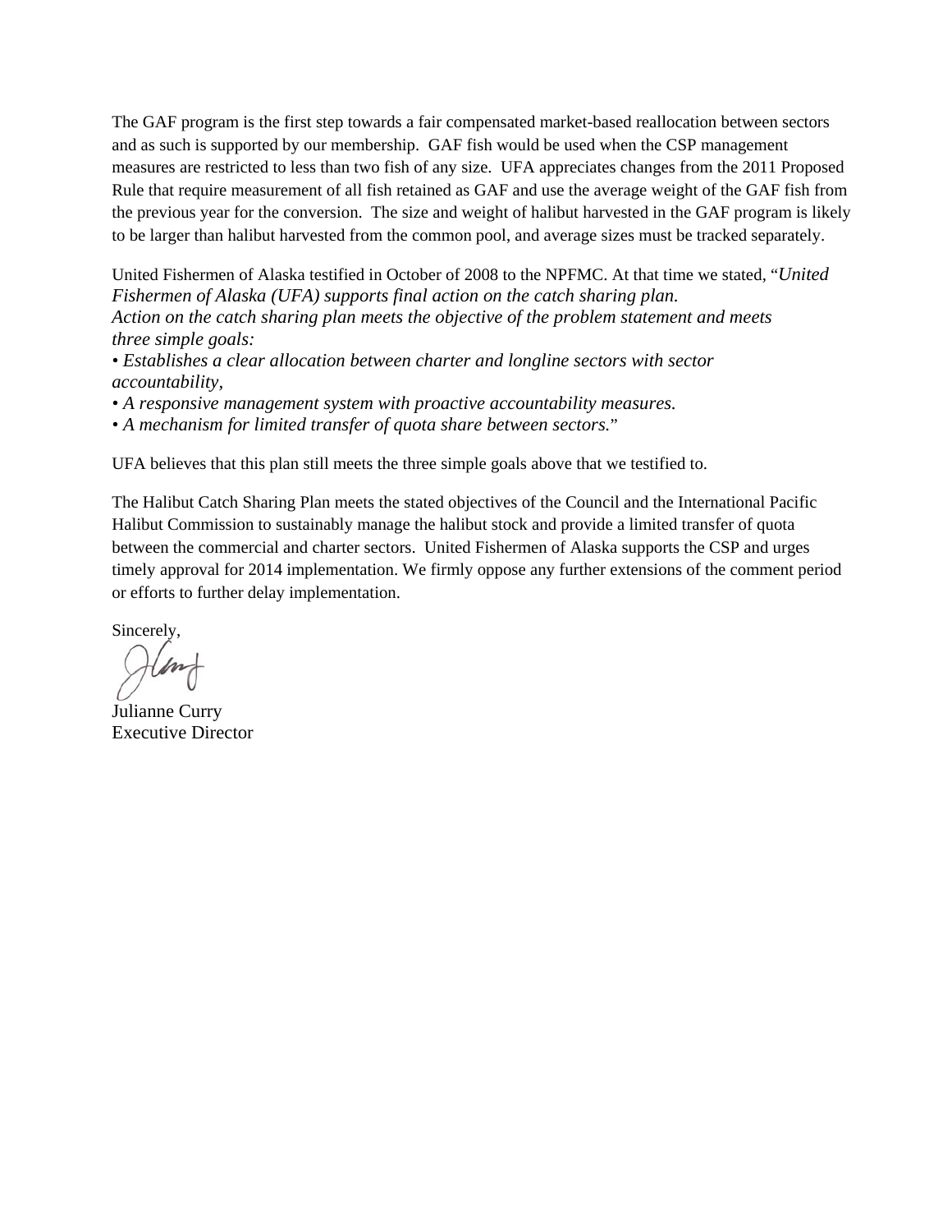The GAF program is the first step towards a fair compensated market-based reallocation between sectors and as such is supported by our membership. GAF fish would be used when the CSP management measures are restricted to less than two fish of any size. UFA appreciates changes from the 2011 Proposed Rule that require measurement of all fish retained as GAF and use the average weight of the GAF fish from the previous year for the conversion. The size and weight of halibut harvested in the GAF program is likely to be larger than halibut harvested from the common pool, and average sizes must be tracked separately.

United Fishermen of Alaska testified in October of 2008 to the NPFMC. At that time we stated, "*United Fishermen of Alaska (UFA) supports final action on the catch sharing plan.*
*Action on the catch sharing plan meets the objective of the problem statement and meets three simple goals:*

- *Establishes a clear allocation between charter and longline sectors with sector accountability,*
- *A responsive management system with proactive accountability measures.*
- *A mechanism for limited transfer of quota share between sectors.*"

UFA believes that this plan still meets the three simple goals above that we testified to.

The Halibut Catch Sharing Plan meets the stated objectives of the Council and the International Pacific Halibut Commission to sustainably manage the halibut stock and provide a limited transfer of quota between the commercial and charter sectors. United Fishermen of Alaska supports the CSP and urges timely approval for 2014 implementation. We firmly oppose any further extensions of the comment period or efforts to further delay implementation.

Sincerely,

Julianne Curry
Executive Director